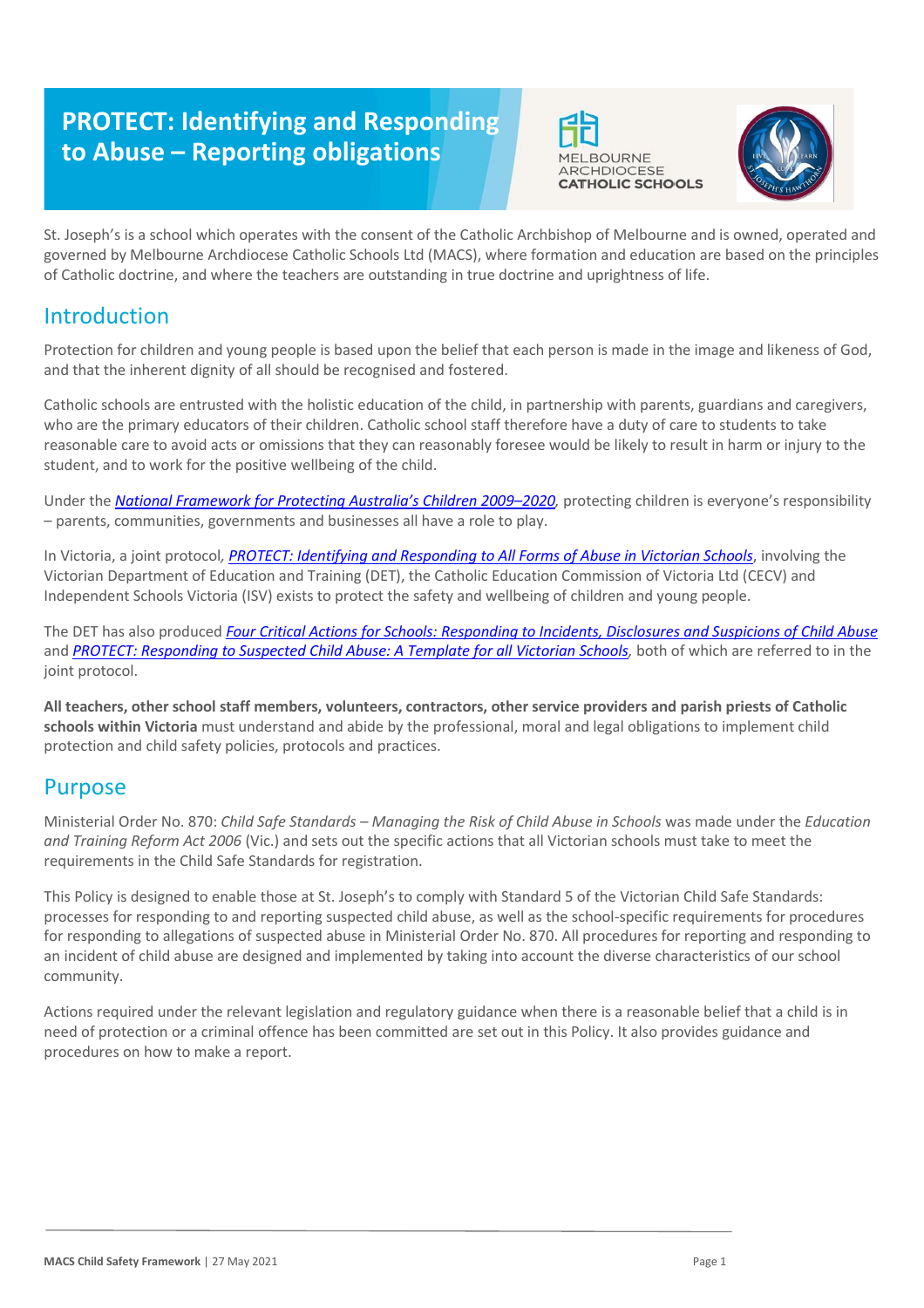# PROTECT: Identifying and Responding to Abuse – Reporting obligations

St. Joseph's is a school which operates with the consent of the Catholic Archbishop of Melbourne and is owned, operated and governed by Melbourne Archdiocese Catholic Schools Ltd (MACS), where formation and education are based on the principles of Catholic doctrine, and where the teachers are outstanding in true doctrine and uprightness of life.

## Introduction

Protection for children and young people is based upon the belief that each person is made in the image and likeness of God, and that the inherent dignity of all should be recognised and fostered.

Catholic schools are entrusted with the holistic education of the child, in partnership with parents, guardians and caregivers, who are the primary educators of their children. Catholic school staff therefore have a duty of care to students to take reasonable care to avoid acts or omissions that they can reasonably foresee would be likely to result in harm or injury to the student, and to work for the positive wellbeing of the child.

Under the *National Framework for Protecting Australia's Children 2009–2020*, protecting children is everyone's responsibility – parents, communities, governments and businesses all have a role to play.

In Victoria, a joint protocol, *PROTECT: Identifying and Responding to All Forms of Abuse in Victorian Schools*, involving the Victorian Department of Education and Training (DET), the Catholic Education Commission of Victoria Ltd (CECV) and Independent Schools Victoria (ISV) exists to protect the safety and wellbeing of children and young people.

The DET has also produced *Four Critical Actions for Schools: Responding to Incidents, Disclosures and Suspicions of Child Abuse* and *PROTECT: Responding to Suspected Child Abuse: A Template for all Victorian Schools*, both of which are referred to in the joint protocol.

**All teachers, other school staff members, volunteers, contractors, other service providers and parish priests of Catholic schools within Victoria** must understand and abide by the professional, moral and legal obligations to implement child protection and child safety policies, protocols and practices.

## Purpose

Ministerial Order No. 870: *Child Safe Standards – Managing the Risk of Child Abuse in Schools* was made under the *Education and Training Reform Act 2006* (Vic.) and sets out the specific actions that all Victorian schools must take to meet the requirements in the Child Safe Standards for registration.

This Policy is designed to enable those at St. Joseph's to comply with Standard 5 of the Victorian Child Safe Standards: processes for responding to and reporting suspected child abuse, as well as the school-specific requirements for procedures for responding to allegations of suspected abuse in Ministerial Order No. 870. All procedures for reporting and responding to an incident of child abuse are designed and implemented by taking into account the diverse characteristics of our school community.

Actions required under the relevant legislation and regulatory guidance when there is a reasonable belief that a child is in need of protection or a criminal offence has been committed are set out in this Policy. It also provides guidance and procedures on how to make a report.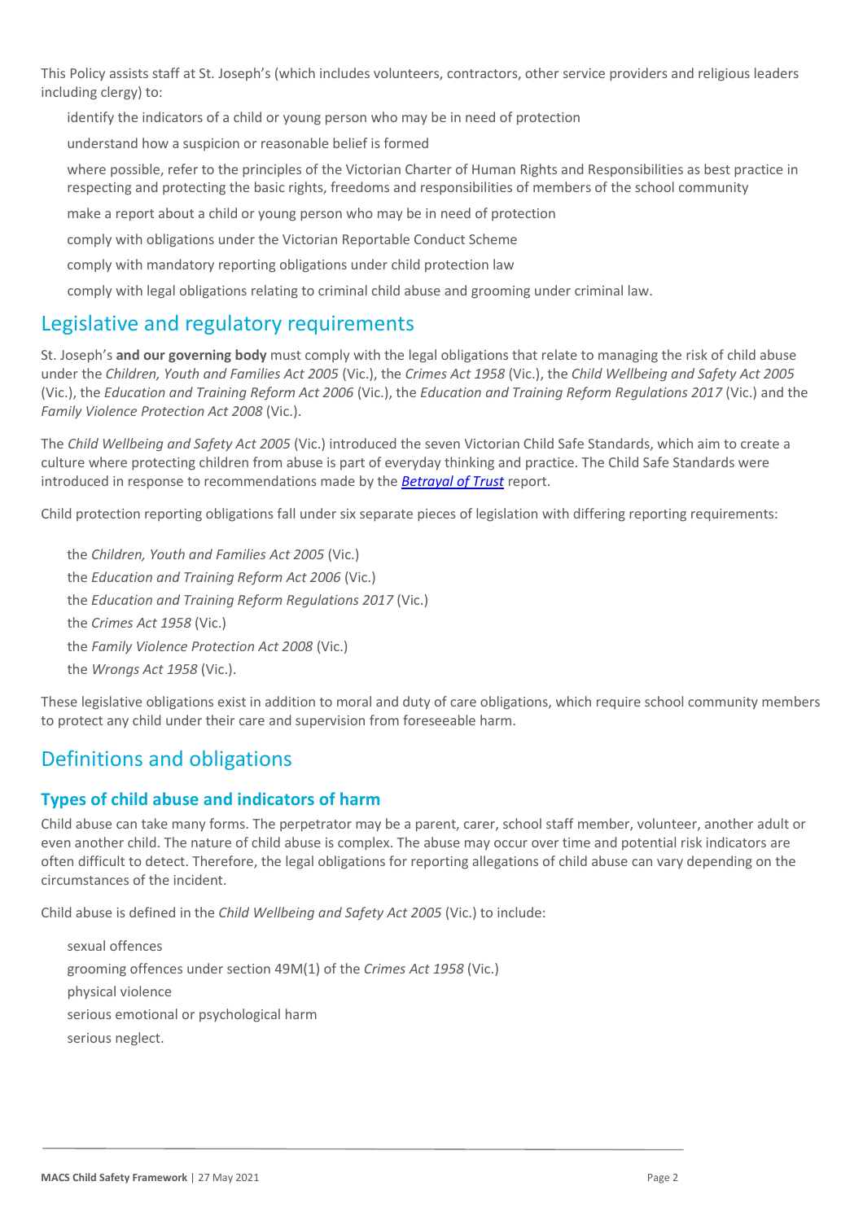This Policy assists staff at St. Joseph's (which includes volunteers, contractors, other service providers and religious leaders including clergy) to:

- identify the indicators of a child or young person who may be in need of protection
- understand how a suspicion or reasonable belief is formed
- where possible, refer to the principles of the Victorian Charter of Human Rights and Responsibilities as best practice in respecting and protecting the basic rights, freedoms and responsibilities of members of the school community
- make a report about a child or young person who may be in need of protection
- comply with obligations under the Victorian Reportable Conduct Scheme
- comply with mandatory reporting obligations under child protection law
- comply with legal obligations relating to criminal child abuse and grooming under criminal law.

## Legislative and regulatory requirements

St. Joseph's **and our governing body** must comply with the legal obligations that relate to managing the risk of child abuse under the *Children, Youth and Families Act 2005* (Vic.), the *Crimes Act 1958* (Vic.), the *Child Wellbeing and Safety Act 2005* (Vic.), the *Education and Training Reform Act 2006* (Vic.), the *Education and Training Reform Regulations 2017* (Vic.) and the *Family Violence Protection Act 2008* (Vic.).

The *Child Wellbeing and Safety Act 2005* (Vic.) introduced the seven Victorian Child Safe Standards, which aim to create a culture where protecting children from abuse is part of everyday thinking and practice. The Child Safe Standards were introduced in response to recommendations made by the ***Betrayal of Trust*** report.

Child protection reporting obligations fall under six separate pieces of legislation with differing reporting requirements:

- the *Children, Youth and Families Act 2005* (Vic.)
- the *Education and Training Reform Act 2006* (Vic.)
- the *Education and Training Reform Regulations 2017* (Vic.)
- the *Crimes Act 1958* (Vic.)
- the *Family Violence Protection Act 2008* (Vic.)
- the *Wrongs Act 1958* (Vic.).

These legislative obligations exist in addition to moral and duty of care obligations, which require school community members to protect any child under their care and supervision from foreseeable harm.

## Definitions and obligations

### Types of child abuse and indicators of harm

Child abuse can take many forms. The perpetrator may be a parent, carer, school staff member, volunteer, another adult or even another child. The nature of child abuse is complex. The abuse may occur over time and potential risk indicators are often difficult to detect. Therefore, the legal obligations for reporting allegations of child abuse can vary depending on the circumstances of the incident.

Child abuse is defined in the *Child Wellbeing and Safety Act 2005* (Vic.) to include:

- sexual offences
- grooming offences under section 49M(1) of the *Crimes Act 1958* (Vic.)
- physical violence
- serious emotional or psychological harm
- serious neglect.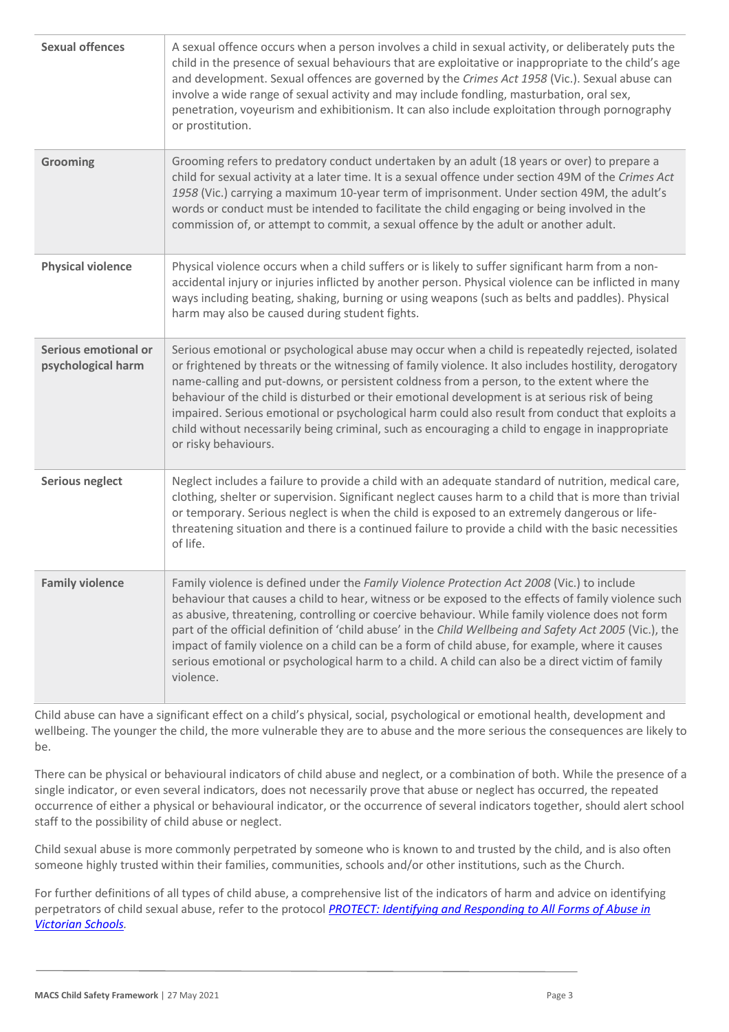| | |
|---|---|
| **Sexual offences** | A sexual offence occurs when a person involves a child in sexual activity, or deliberately puts the child in the presence of sexual behaviours that are exploitative or inappropriate to the child's age and development. Sexual offences are governed by the *Crimes Act 1958* (Vic.). Sexual abuse can involve a wide range of sexual activity and may include fondling, masturbation, oral sex, penetration, voyeurism and exhibitionism. It can also include exploitation through pornography or prostitution. |
| **Grooming** | Grooming refers to predatory conduct undertaken by an adult (18 years or over) to prepare a child for sexual activity at a later time. It is a sexual offence under section 49M of the *Crimes Act 1958* (Vic.) carrying a maximum 10-year term of imprisonment. Under section 49M, the adult's words or conduct must be intended to facilitate the child engaging or being involved in the commission of, or attempt to commit, a sexual offence by the adult or another adult. |
| **Physical violence** | Physical violence occurs when a child suffers or is likely to suffer significant harm from a non-accidental injury or injuries inflicted by another person. Physical violence can be inflicted in many ways including beating, shaking, burning or using weapons (such as belts and paddles). Physical harm may also be caused during student fights. |
| **Serious emotional or psychological harm** | Serious emotional or psychological abuse may occur when a child is repeatedly rejected, isolated or frightened by threats or the witnessing of family violence. It also includes hostility, derogatory name-calling and put-downs, or persistent coldness from a person, to the extent where the behaviour of the child is disturbed or their emotional development is at serious risk of being impaired. Serious emotional or psychological harm could also result from conduct that exploits a child without necessarily being criminal, such as encouraging a child to engage in inappropriate or risky behaviours. |
| **Serious neglect** | Neglect includes a failure to provide a child with an adequate standard of nutrition, medical care, clothing, shelter or supervision. Significant neglect causes harm to a child that is more than trivial or temporary. Serious neglect is when the child is exposed to an extremely dangerous or life-threatening situation and there is a continued failure to provide a child with the basic necessities of life. |
| **Family violence** | Family violence is defined under the *Family Violence Protection Act 2008* (Vic.) to include behaviour that causes a child to hear, witness or be exposed to the effects of family violence such as abusive, threatening, controlling or coercive behaviour. While family violence does not form part of the official definition of 'child abuse' in the *Child Wellbeing and Safety Act 2005* (Vic.), the impact of family violence on a child can be a form of child abuse, for example, where it causes serious emotional or psychological harm to a child. A child can also be a direct victim of family violence. |

Child abuse can have a significant effect on a child's physical, social, psychological or emotional health, development and wellbeing. The younger the child, the more vulnerable they are to abuse and the more serious the consequences are likely to be.

There can be physical or behavioural indicators of child abuse and neglect, or a combination of both. While the presence of a single indicator, or even several indicators, does not necessarily prove that abuse or neglect has occurred, the repeated occurrence of either a physical or behavioural indicator, or the occurrence of several indicators together, should alert school staff to the possibility of child abuse or neglect.

Child sexual abuse is more commonly perpetrated by someone who is known to and trusted by the child, and is also often someone highly trusted within their families, communities, schools and/or other institutions, such as the Church.

For further definitions of all types of child abuse, a comprehensive list of the indicators of harm and advice on identifying perpetrators of child sexual abuse, refer to the protocol ***PROTECT: Identifying and Responding to All Forms of Abuse in Victorian Schools***.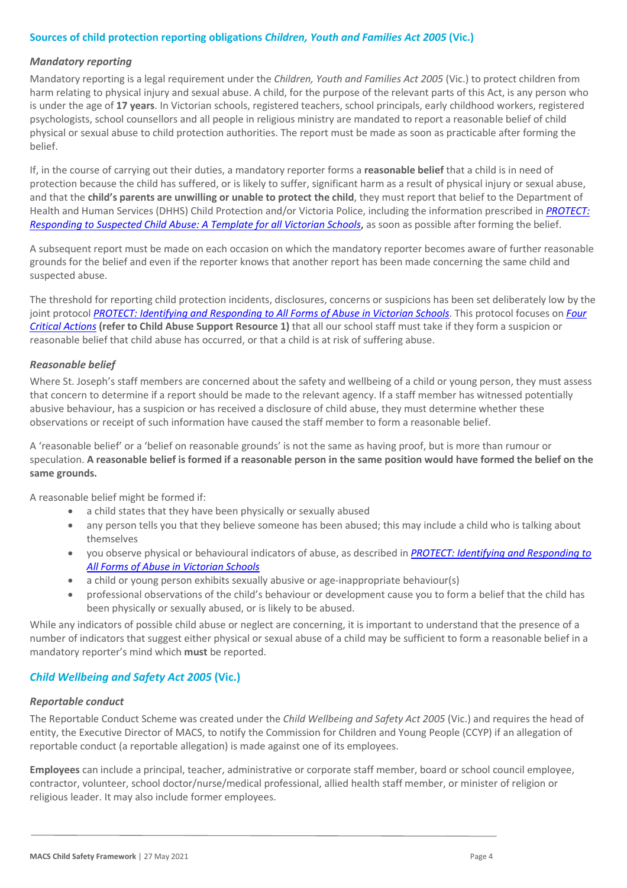## Sources of child protection reporting obligations *Children, Youth and Families Act 2005* (Vic.)

### *Mandatory reporting*

Mandatory reporting is a legal requirement under the *Children, Youth and Families Act 2005* (Vic.) to protect children from harm relating to physical injury and sexual abuse. A child, for the purpose of the relevant parts of this Act, is any person who is under the age of **17 years**. In Victorian schools, registered teachers, school principals, early childhood workers, registered psychologists, school counsellors and all people in religious ministry are mandated to report a reasonable belief of child physical or sexual abuse to child protection authorities. The report must be made as soon as practicable after forming the belief.

If, in the course of carrying out their duties, a mandatory reporter forms a **reasonable belief** that a child is in need of protection because the child has suffered, or is likely to suffer, significant harm as a result of physical injury or sexual abuse, and that the **child's parents are unwilling or unable to protect the child**, they must report that belief to the Department of Health and Human Services (DHHS) Child Protection and/or Victoria Police, including the information prescribed in *PROTECT: Responding to Suspected Child Abuse: A Template for all Victorian Schools*, as soon as possible after forming the belief.

A subsequent report must be made on each occasion on which the mandatory reporter becomes aware of further reasonable grounds for the belief and even if the reporter knows that another report has been made concerning the same child and suspected abuse.

The threshold for reporting child protection incidents, disclosures, concerns or suspicions has been set deliberately low by the joint protocol *PROTECT: Identifying and Responding to All Forms of Abuse in Victorian Schools*. This protocol focuses on *Four Critical Actions* **(refer to Child Abuse Support Resource 1)** that all our school staff must take if they form a suspicion or reasonable belief that child abuse has occurred, or that a child is at risk of suffering abuse.

### *Reasonable belief*

Where St. Joseph's staff members are concerned about the safety and wellbeing of a child or young person, they must assess that concern to determine if a report should be made to the relevant agency. If a staff member has witnessed potentially abusive behaviour, has a suspicion or has received a disclosure of child abuse, they must determine whether these observations or receipt of such information have caused the staff member to form a reasonable belief.

A 'reasonable belief' or a 'belief on reasonable grounds' is not the same as having proof, but is more than rumour or speculation. **A reasonable belief is formed if a reasonable person in the same position would have formed the belief on the same grounds.**

A reasonable belief might be formed if:

- a child states that they have been physically or sexually abused
- any person tells you that they believe someone has been abused; this may include a child who is talking about themselves
- you observe physical or behavioural indicators of abuse, as described in *PROTECT: Identifying and Responding to All Forms of Abuse in Victorian Schools*
- a child or young person exhibits sexually abusive or age-inappropriate behaviour(s)
- professional observations of the child's behaviour or development cause you to form a belief that the child has been physically or sexually abused, or is likely to be abused.

While any indicators of possible child abuse or neglect are concerning, it is important to understand that the presence of a number of indicators that suggest either physical or sexual abuse of a child may be sufficient to form a reasonable belief in a mandatory reporter's mind which **must** be reported.

## *Child Wellbeing and Safety Act 2005* (Vic.)

### *Reportable conduct*

The Reportable Conduct Scheme was created under the *Child Wellbeing and Safety Act 2005* (Vic.) and requires the head of entity, the Executive Director of MACS, to notify the Commission for Children and Young People (CCYP) if an allegation of reportable conduct (a reportable allegation) is made against one of its employees.

**Employees** can include a principal, teacher, administrative or corporate staff member, board or school council employee, contractor, volunteer, school doctor/nurse/medical professional, allied health staff member, or minister of religion or religious leader. It may also include former employees.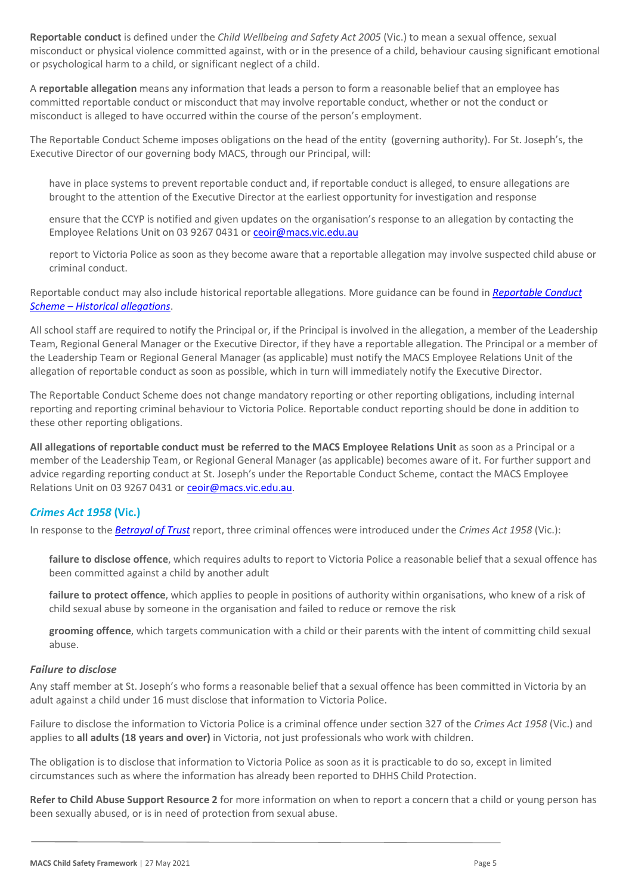**Reportable conduct** is defined under the *Child Wellbeing and Safety Act 2005* (Vic.) to mean a sexual offence, sexual misconduct or physical violence committed against, with or in the presence of a child, behaviour causing significant emotional or psychological harm to a child, or significant neglect of a child.

A **reportable allegation** means any information that leads a person to form a reasonable belief that an employee has committed reportable conduct or misconduct that may involve reportable conduct, whether or not the conduct or misconduct is alleged to have occurred within the course of the person's employment.

The Reportable Conduct Scheme imposes obligations on the head of the entity (governing authority). For St. Joseph's, the Executive Director of our governing body MACS, through our Principal, will:

- have in place systems to prevent reportable conduct and, if reportable conduct is alleged, to ensure allegations are brought to the attention of the Executive Director at the earliest opportunity for investigation and response
- ensure that the CCYP is notified and given updates on the organisation's response to an allegation by contacting the Employee Relations Unit on 03 9267 0431 or ceoir@macs.vic.edu.au
- report to Victoria Police as soon as they become aware that a reportable allegation may involve suspected child abuse or criminal conduct.

Reportable conduct may also include historical reportable allegations. More guidance can be found in ***Reportable Conduct Scheme – Historical allegations***.

All school staff are required to notify the Principal or, if the Principal is involved in the allegation, a member of the Leadership Team, Regional General Manager or the Executive Director, if they have a reportable allegation. The Principal or a member of the Leadership Team or Regional General Manager (as applicable) must notify the MACS Employee Relations Unit of the allegation of reportable conduct as soon as possible, which in turn will immediately notify the Executive Director.

The Reportable Conduct Scheme does not change mandatory reporting or other reporting obligations, including internal reporting and reporting criminal behaviour to Victoria Police. Reportable conduct reporting should be done in addition to these other reporting obligations.

**All allegations of reportable conduct must be referred to the MACS Employee Relations Unit** as soon as a Principal or a member of the Leadership Team, or Regional General Manager (as applicable) becomes aware of it. For further support and advice regarding reporting conduct at St. Joseph's under the Reportable Conduct Scheme, contact the MACS Employee Relations Unit on 03 9267 0431 or ceoir@macs.vic.edu.au.

## *Crimes Act 1958* (Vic.)

In response to the ***Betrayal of Trust*** report, three criminal offences were introduced under the *Crimes Act 1958* (Vic.):

- **failure to disclose offence**, which requires adults to report to Victoria Police a reasonable belief that a sexual offence has been committed against a child by another adult
- **failure to protect offence**, which applies to people in positions of authority within organisations, who knew of a risk of child sexual abuse by someone in the organisation and failed to reduce or remove the risk
- **grooming offence**, which targets communication with a child or their parents with the intent of committing child sexual abuse.

### *Failure to disclose*

Any staff member at St. Joseph's who forms a reasonable belief that a sexual offence has been committed in Victoria by an adult against a child under 16 must disclose that information to Victoria Police.

Failure to disclose the information to Victoria Police is a criminal offence under section 327 of the *Crimes Act 1958* (Vic.) and applies to **all adults (18 years and over)** in Victoria, not just professionals who work with children.

The obligation is to disclose that information to Victoria Police as soon as it is practicable to do so, except in limited circumstances such as where the information has already been reported to DHHS Child Protection.

**Refer to Child Abuse Support Resource 2** for more information on when to report a concern that a child or young person has been sexually abused, or is in need of protection from sexual abuse.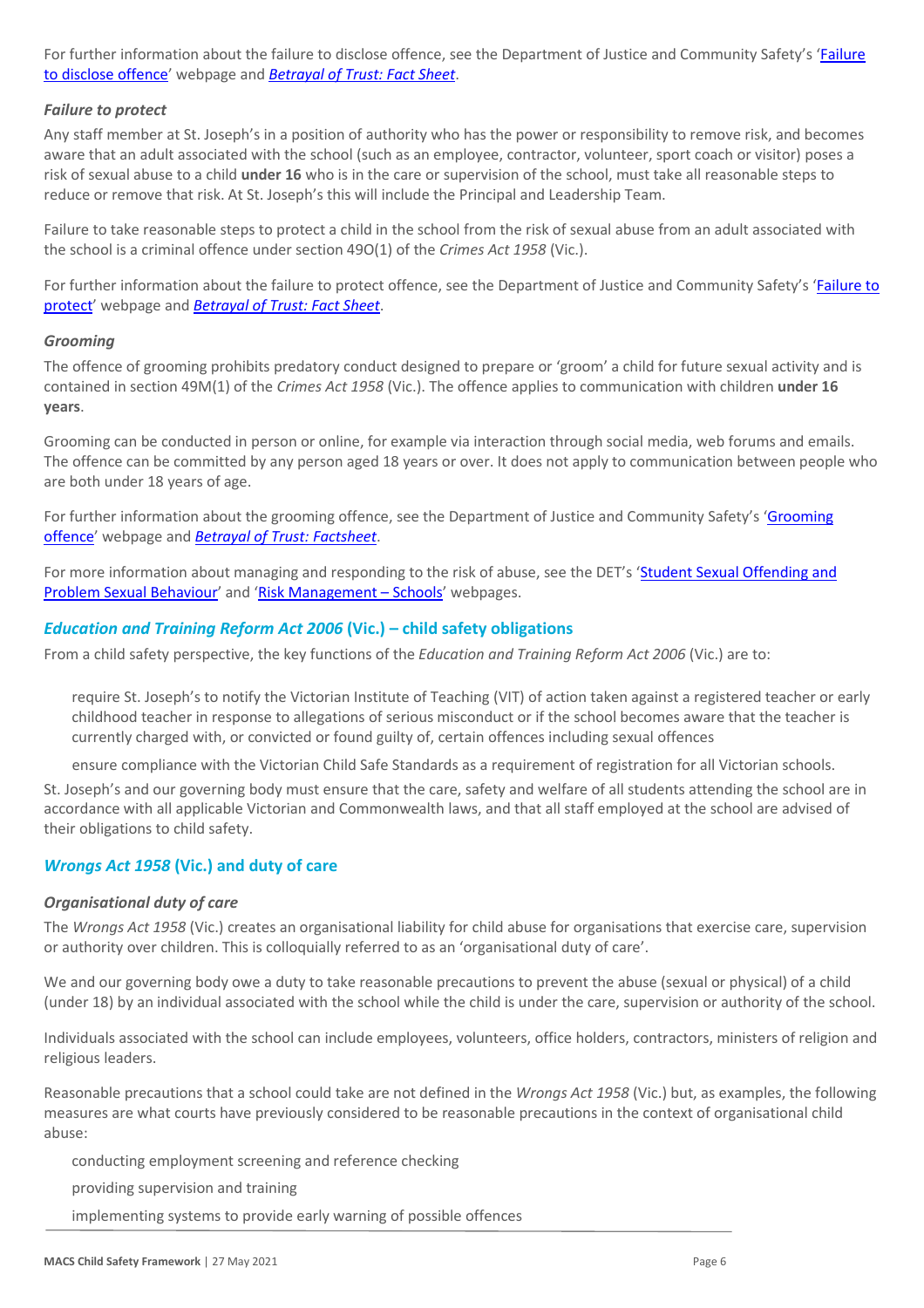For further information about the failure to disclose offence, see the Department of Justice and Community Safety's 'Failure to disclose offence' webpage and *Betrayal of Trust: Fact Sheet*.

### *Failure to protect*

Any staff member at St. Joseph's in a position of authority who has the power or responsibility to remove risk, and becomes aware that an adult associated with the school (such as an employee, contractor, volunteer, sport coach or visitor) poses a risk of sexual abuse to a child **under 16** who is in the care or supervision of the school, must take all reasonable steps to reduce or remove that risk. At St. Joseph's this will include the Principal and Leadership Team.

Failure to take reasonable steps to protect a child in the school from the risk of sexual abuse from an adult associated with the school is a criminal offence under section 49O(1) of the *Crimes Act 1958* (Vic.).

For further information about the failure to protect offence, see the Department of Justice and Community Safety's 'Failure to protect' webpage and *Betrayal of Trust: Fact Sheet*.

### *Grooming*

The offence of grooming prohibits predatory conduct designed to prepare or 'groom' a child for future sexual activity and is contained in section 49M(1) of the *Crimes Act 1958* (Vic.). The offence applies to communication with children **under 16 years**.

Grooming can be conducted in person or online, for example via interaction through social media, web forums and emails. The offence can be committed by any person aged 18 years or over. It does not apply to communication between people who are both under 18 years of age.

For further information about the grooming offence, see the Department of Justice and Community Safety's 'Grooming offence' webpage and *Betrayal of Trust: Factsheet*.

For more information about managing and responding to the risk of abuse, see the DET's 'Student Sexual Offending and Problem Sexual Behaviour' and 'Risk Management – Schools' webpages.

## *Education and Training Reform Act 2006* (Vic.) – child safety obligations

From a child safety perspective, the key functions of the *Education and Training Reform Act 2006* (Vic.) are to:

- require St. Joseph's to notify the Victorian Institute of Teaching (VIT) of action taken against a registered teacher or early childhood teacher in response to allegations of serious misconduct or if the school becomes aware that the teacher is currently charged with, or convicted or found guilty of, certain offences including sexual offences
- ensure compliance with the Victorian Child Safe Standards as a requirement of registration for all Victorian schools.

St. Joseph's and our governing body must ensure that the care, safety and welfare of all students attending the school are in accordance with all applicable Victorian and Commonwealth laws, and that all staff employed at the school are advised of their obligations to child safety.

## *Wrongs Act 1958* (Vic.) and duty of care

### *Organisational duty of care*

The *Wrongs Act 1958* (Vic.) creates an organisational liability for child abuse for organisations that exercise care, supervision or authority over children. This is colloquially referred to as an 'organisational duty of care'.

We and our governing body owe a duty to take reasonable precautions to prevent the abuse (sexual or physical) of a child (under 18) by an individual associated with the school while the child is under the care, supervision or authority of the school.

Individuals associated with the school can include employees, volunteers, office holders, contractors, ministers of religion and religious leaders.

Reasonable precautions that a school could take are not defined in the *Wrongs Act 1958* (Vic.) but, as examples, the following measures are what courts have previously considered to be reasonable precautions in the context of organisational child abuse:

- conducting employment screening and reference checking
- providing supervision and training
- implementing systems to provide early warning of possible offences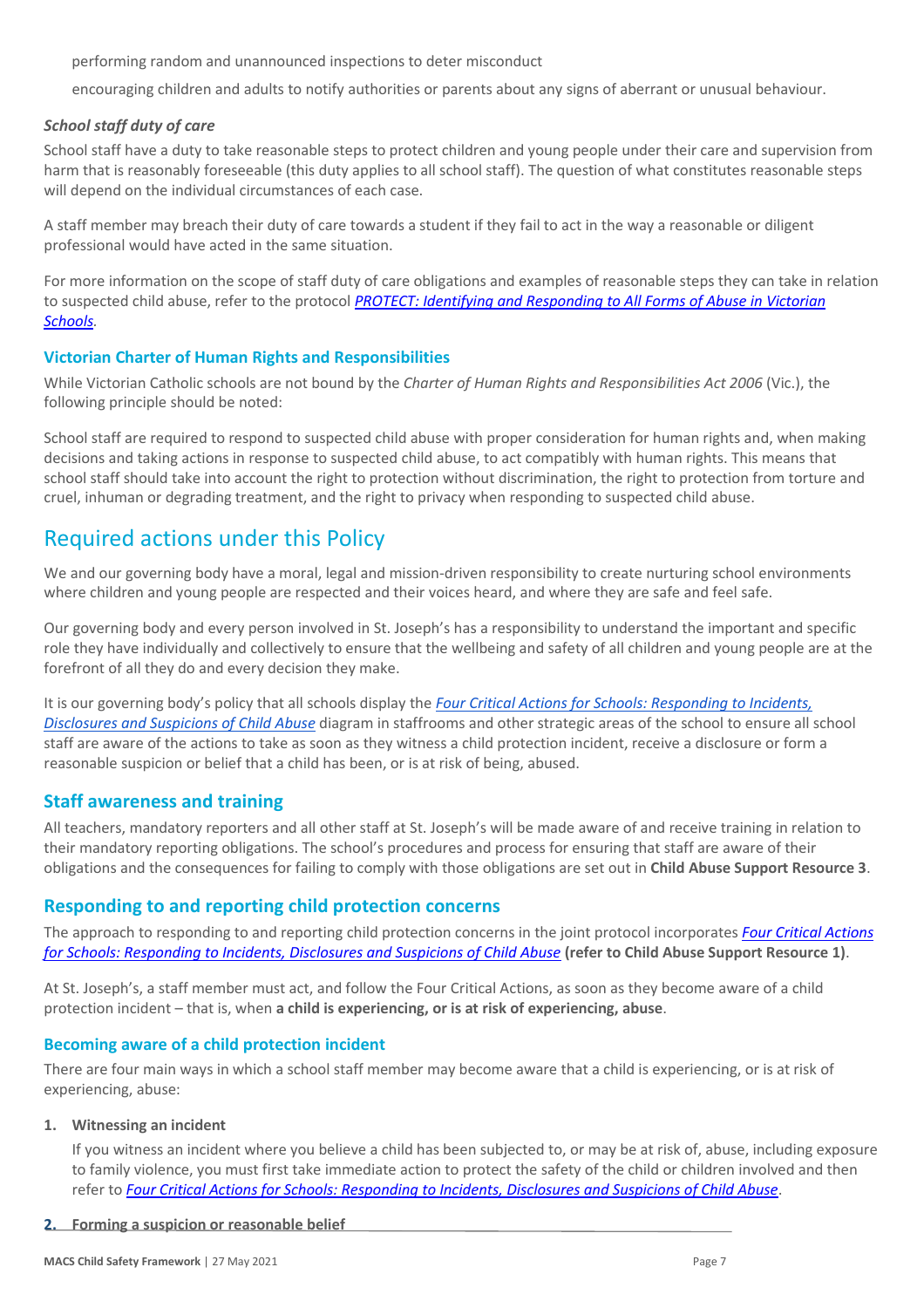performing random and unannounced inspections to deter misconduct

encouraging children and adults to notify authorities or parents about any signs of aberrant or unusual behaviour.

### *School staff duty of care*

School staff have a duty to take reasonable steps to protect children and young people under their care and supervision from harm that is reasonably foreseeable (this duty applies to all school staff). The question of what constitutes reasonable steps will depend on the individual circumstances of each case.

A staff member may breach their duty of care towards a student if they fail to act in the way a reasonable or diligent professional would have acted in the same situation.

For more information on the scope of staff duty of care obligations and examples of reasonable steps they can take in relation to suspected child abuse, refer to the protocol *PROTECT: Identifying and Responding to All Forms of Abuse in Victorian Schools*.

### Victorian Charter of Human Rights and Responsibilities

While Victorian Catholic schools are not bound by the *Charter of Human Rights and Responsibilities Act 2006* (Vic.), the following principle should be noted:

School staff are required to respond to suspected child abuse with proper consideration for human rights and, when making decisions and taking actions in response to suspected child abuse, to act compatibly with human rights. This means that school staff should take into account the right to protection without discrimination, the right to protection from torture and cruel, inhuman or degrading treatment, and the right to privacy when responding to suspected child abuse.

## Required actions under this Policy

We and our governing body have a moral, legal and mission-driven responsibility to create nurturing school environments where children and young people are respected and their voices heard, and where they are safe and feel safe.

Our governing body and every person involved in St. Joseph's has a responsibility to understand the important and specific role they have individually and collectively to ensure that the wellbeing and safety of all children and young people are at the forefront of all they do and every decision they make.

It is our governing body's policy that all schools display the *Four Critical Actions for Schools: Responding to Incidents, Disclosures and Suspicions of Child Abuse* diagram in staffrooms and other strategic areas of the school to ensure all school staff are aware of the actions to take as soon as they witness a child protection incident, receive a disclosure or form a reasonable suspicion or belief that a child has been, or is at risk of being, abused.

### Staff awareness and training

All teachers, mandatory reporters and all other staff at St. Joseph's will be made aware of and receive training in relation to their mandatory reporting obligations. The school's procedures and process for ensuring that staff are aware of their obligations and the consequences for failing to comply with those obligations are set out in **Child Abuse Support Resource 3**.

### Responding to and reporting child protection concerns

The approach to responding to and reporting child protection concerns in the joint protocol incorporates *Four Critical Actions for Schools: Responding to Incidents, Disclosures and Suspicions of Child Abuse* **(refer to Child Abuse Support Resource 1)**.

At St. Joseph's, a staff member must act, and follow the Four Critical Actions, as soon as they become aware of a child protection incident – that is, when **a child is experiencing, or is at risk of experiencing, abuse**.

#### Becoming aware of a child protection incident

There are four main ways in which a school staff member may become aware that a child is experiencing, or is at risk of experiencing, abuse:

1. **Witnessing an incident**

   If you witness an incident where you believe a child has been subjected to, or may be at risk of, abuse, including exposure to family violence, you must first take immediate action to protect the safety of the child or children involved and then refer to *Four Critical Actions for Schools: Responding to Incidents, Disclosures and Suspicions of Child Abuse*.

2. **Forming a suspicion or reasonable belief**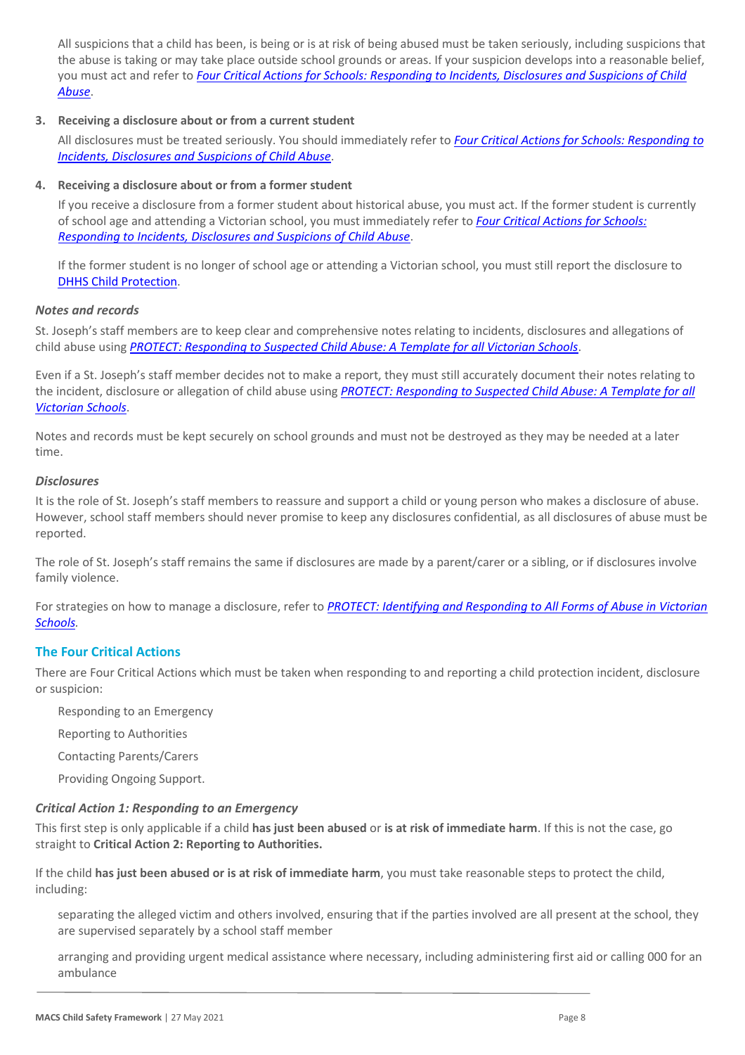All suspicions that a child has been, is being or is at risk of being abused must be taken seriously, including suspicions that the abuse is taking or may take place outside school grounds or areas. If your suspicion develops into a reasonable belief, you must act and refer to *Four Critical Actions for Schools: Responding to Incidents, Disclosures and Suspicions of Child Abuse*.

3. **Receiving a disclosure about or from a current student**

   All disclosures must be treated seriously. You should immediately refer to *Four Critical Actions for Schools: Responding to Incidents, Disclosures and Suspicions of Child Abuse*.

4. **Receiving a disclosure about or from a former student**

   If you receive a disclosure from a former student about historical abuse, you must act. If the former student is currently of school age and attending a Victorian school, you must immediately refer to *Four Critical Actions for Schools: Responding to Incidents, Disclosures and Suspicions of Child Abuse*.

   If the former student is no longer of school age or attending a Victorian school, you must still report the disclosure to DHHS Child Protection.

### *Notes and records*

St. Joseph's staff members are to keep clear and comprehensive notes relating to incidents, disclosures and allegations of child abuse using *PROTECT: Responding to Suspected Child Abuse: A Template for all Victorian Schools*.

Even if a St. Joseph's staff member decides not to make a report, they must still accurately document their notes relating to the incident, disclosure or allegation of child abuse using *PROTECT: Responding to Suspected Child Abuse: A Template for all Victorian Schools*.

Notes and records must be kept securely on school grounds and must not be destroyed as they may be needed at a later time.

### *Disclosures*

It is the role of St. Joseph's staff members to reassure and support a child or young person who makes a disclosure of abuse. However, school staff members should never promise to keep any disclosures confidential, as all disclosures of abuse must be reported.

The role of St. Joseph's staff remains the same if disclosures are made by a parent/carer or a sibling, or if disclosures involve family violence.

For strategies on how to manage a disclosure, refer to *PROTECT: Identifying and Responding to All Forms of Abuse in Victorian Schools*.

## The Four Critical Actions

There are Four Critical Actions which must be taken when responding to and reporting a child protection incident, disclosure or suspicion:

- Responding to an Emergency
- Reporting to Authorities
- Contacting Parents/Carers
- Providing Ongoing Support.

### *Critical Action 1: Responding to an Emergency*

This first step is only applicable if a child **has just been abused** or **is at risk of immediate harm**. If this is not the case, go straight to **Critical Action 2: Reporting to Authorities.**

If the child **has just been abused or is at risk of immediate harm**, you must take reasonable steps to protect the child, including:

- separating the alleged victim and others involved, ensuring that if the parties involved are all present at the school, they are supervised separately by a school staff member
- arranging and providing urgent medical assistance where necessary, including administering first aid or calling 000 for an ambulance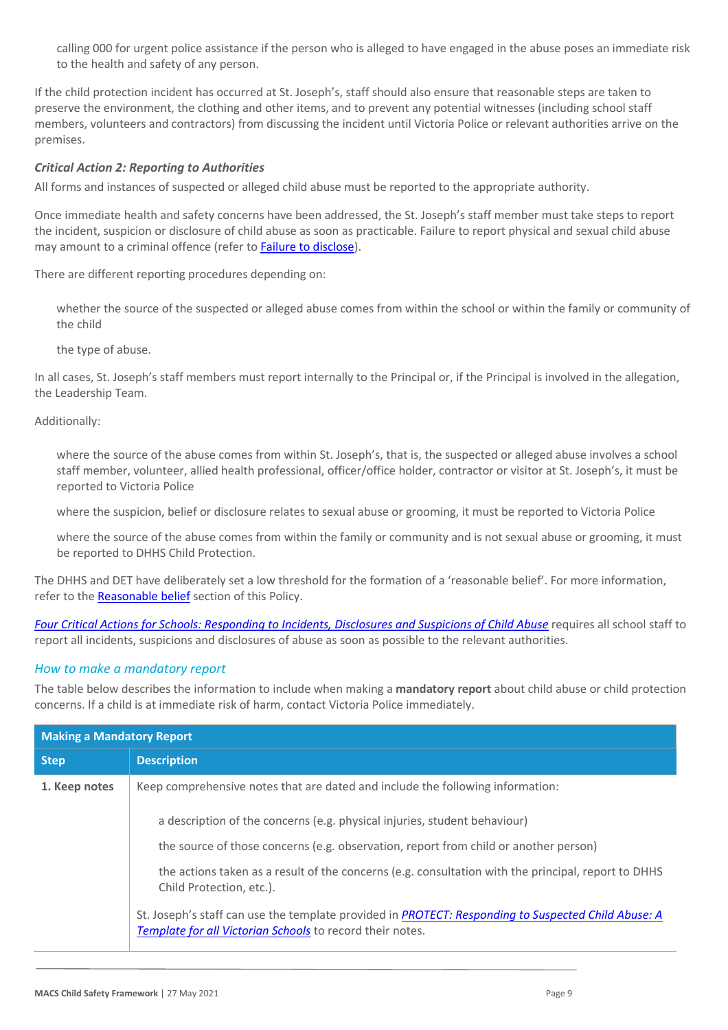- calling 000 for urgent police assistance if the person who is alleged to have engaged in the abuse poses an immediate risk to the health and safety of any person.

If the child protection incident has occurred at St. Joseph's, staff should also ensure that reasonable steps are taken to preserve the environment, the clothing and other items, and to prevent any potential witnesses (including school staff members, volunteers and contractors) from discussing the incident until Victoria Police or relevant authorities arrive on the premises.

#### *Critical Action 2: Reporting to Authorities*

All forms and instances of suspected or alleged child abuse must be reported to the appropriate authority.

Once immediate health and safety concerns have been addressed, the St. Joseph's staff member must take steps to report the incident, suspicion or disclosure of child abuse as soon as practicable. Failure to report physical and sexual child abuse may amount to a criminal offence (refer to [Failure to disclose]).

There are different reporting procedures depending on:

- whether the source of the suspected or alleged abuse comes from within the school or within the family or community of the child
- the type of abuse.

In all cases, St. Joseph's staff members must report internally to the Principal or, if the Principal is involved in the allegation, the Leadership Team.

Additionally:

- where the source of the abuse comes from within St. Joseph's, that is, the suspected or alleged abuse involves a school staff member, volunteer, allied health professional, officer/office holder, contractor or visitor at St. Joseph's, it must be reported to Victoria Police
- where the suspicion, belief or disclosure relates to sexual abuse or grooming, it must be reported to Victoria Police
- where the source of the abuse comes from within the family or community and is not sexual abuse or grooming, it must be reported to DHHS Child Protection.

The DHHS and DET have deliberately set a low threshold for the formation of a 'reasonable belief'. For more information, refer to the [Reasonable belief] section of this Policy.

*[Four Critical Actions for Schools: Responding to Incidents, Disclosures and Suspicions of Child Abuse]* requires all school staff to report all incidents, suspicions and disclosures of abuse as soon as possible to the relevant authorities.

### *How to make a mandatory report*

The table below describes the information to include when making a **mandatory report** about child abuse or child protection concerns. If a child is at immediate risk of harm, contact Victoria Police immediately.

| **Making a Mandatory Report** | |
|---|---|
| **Step** | **Description** |
| **1. Keep notes** | Keep comprehensive notes that are dated and include the following information:<br>- a description of the concerns (e.g. physical injuries, student behaviour)<br>- the source of those concerns (e.g. observation, report from child or another person)<br>- the actions taken as a result of the concerns (e.g. consultation with the principal, report to DHHS Child Protection, etc.).<br><br>St. Joseph's staff can use the template provided in *[PROTECT: Responding to Suspected Child Abuse: A Template for all Victorian Schools]* to record their notes. |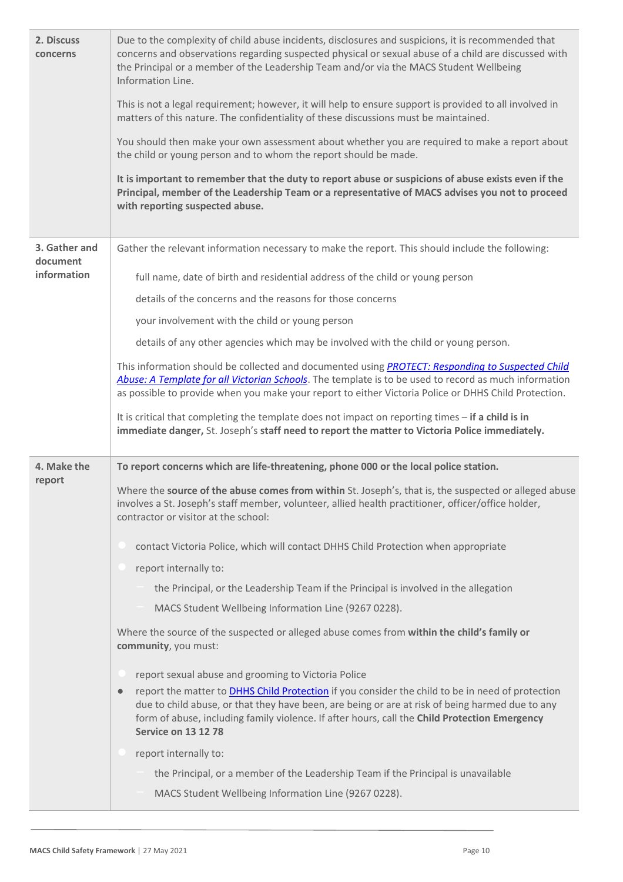| | |
|---|---|
| **2. Discuss concerns** | Due to the complexity of child abuse incidents, disclosures and suspicions, it is recommended that concerns and observations regarding suspected physical or sexual abuse of a child are discussed with the Principal or a member of the Leadership Team and/or via the MACS Student Wellbeing Information Line.<br><br>This is not a legal requirement; however, it will help to ensure support is provided to all involved in matters of this nature. The confidentiality of these discussions must be maintained.<br><br>You should then make your own assessment about whether you are required to make a report about the child or young person and to whom the report should be made.<br><br>**It is important to remember that the duty to report abuse or suspicions of abuse exists even if the Principal, member of the Leadership Team or a representative of MACS advises you not to proceed with reporting suspected abuse.** |
| **3. Gather and document information** | Gather the relevant information necessary to make the report. This should include the following:<br><br>full name, date of birth and residential address of the child or young person<br><br>details of the concerns and the reasons for those concerns<br><br>your involvement with the child or young person<br><br>details of any other agencies which may be involved with the child or young person.<br><br>This information should be collected and documented using ***PROTECT: Responding to Suspected Child Abuse: A Template for all Victorian Schools***. The template is to be used to record as much information as possible to provide when you make your report to either Victoria Police or DHHS Child Protection.<br><br>It is critical that completing the template does not impact on reporting times – **if a child is in immediate danger,** St. Joseph's **staff need to report the matter to Victoria Police immediately.** |
| **4. Make the report** | **To report concerns which are life-threatening, phone 000 or the local police station.**<br><br>Where the **source of the abuse comes from within** St. Joseph's, that is, the suspected or alleged abuse involves a St. Joseph's staff member, volunteer, allied health practitioner, officer/office holder, contractor or visitor at the school:<br><br>• contact Victoria Police, which will contact DHHS Child Protection when appropriate<br>• report internally to:<br>&nbsp;&nbsp;– the Principal, or the Leadership Team if the Principal is involved in the allegation<br>&nbsp;&nbsp;– MACS Student Wellbeing Information Line (9267 0228).<br><br>Where the source of the suspected or alleged abuse comes from **within the child's family or community**, you must:<br><br>• report sexual abuse and grooming to Victoria Police<br>• report the matter to DHHS Child Protection if you consider the child to be in need of protection due to child abuse, or that they have been, are being or are at risk of being harmed due to any form of abuse, including family violence. If after hours, call the **Child Protection Emergency Service on 13 12 78**<br>• report internally to:<br>&nbsp;&nbsp;– the Principal, or a member of the Leadership Team if the Principal is unavailable<br>&nbsp;&nbsp;– MACS Student Wellbeing Information Line (9267 0228). |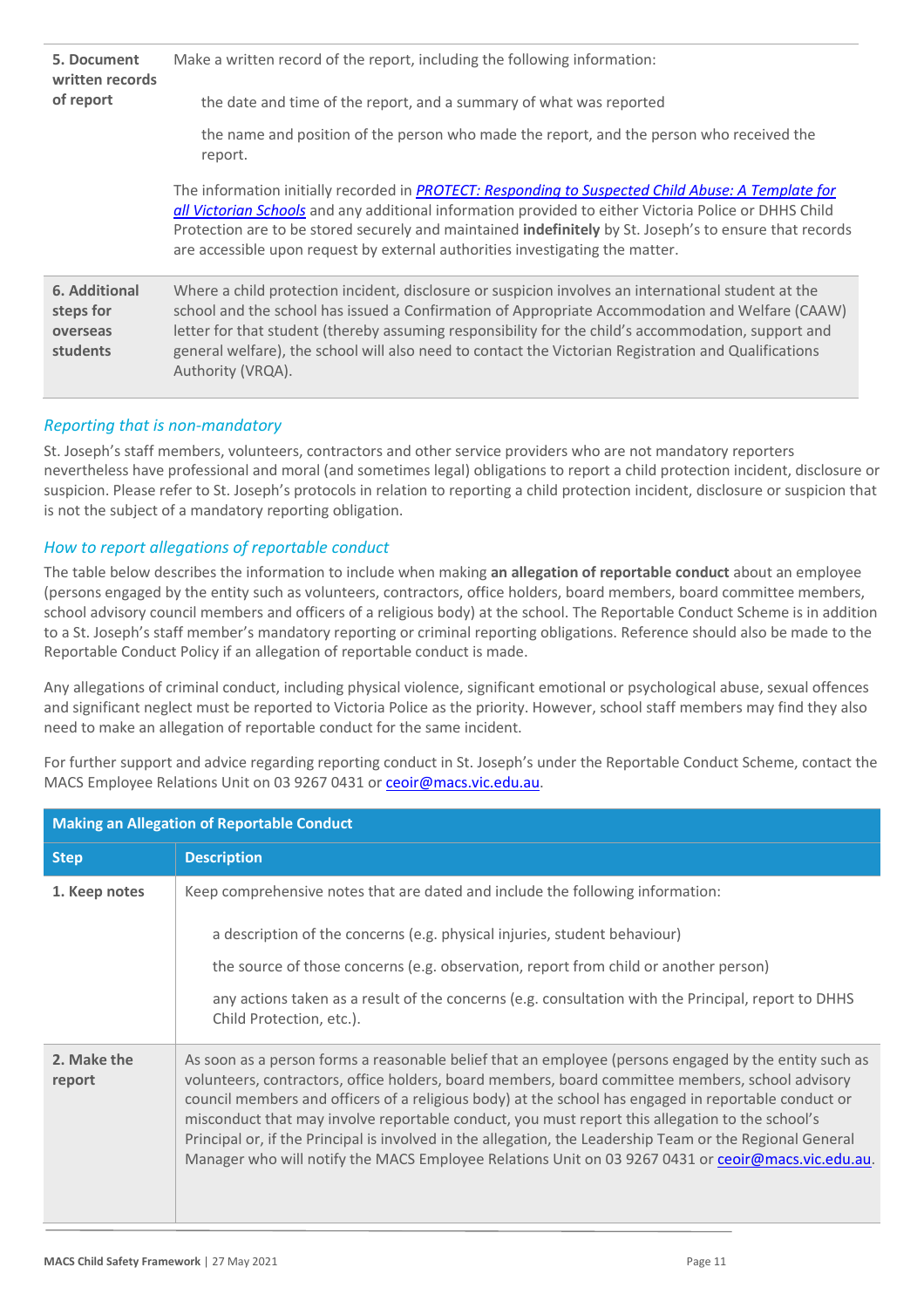| | |
|---|---|
| **5. Document written records of report** | Make a written record of the report, including the following information:<br><br>the date and time of the report, and a summary of what was reported<br><br>the name and position of the person who made the report, and the person who received the report.<br><br>The information initially recorded in *PROTECT: Responding to Suspected Child Abuse: A Template for all Victorian Schools* and any additional information provided to either Victoria Police or DHHS Child Protection are to be stored securely and maintained **indefinitely** by St. Joseph's to ensure that records are accessible upon request by external authorities investigating the matter. |
| **6. Additional steps for overseas students** | Where a child protection incident, disclosure or suspicion involves an international student at the school and the school has issued a Confirmation of Appropriate Accommodation and Welfare (CAAW) letter for that student (thereby assuming responsibility for the child's accommodation, support and general welfare), the school will also need to contact the Victorian Registration and Qualifications Authority (VRQA). |

### *Reporting that is non-mandatory*

St. Joseph's staff members, volunteers, contractors and other service providers who are not mandatory reporters nevertheless have professional and moral (and sometimes legal) obligations to report a child protection incident, disclosure or suspicion. Please refer to St. Joseph's protocols in relation to reporting a child protection incident, disclosure or suspicion that is not the subject of a mandatory reporting obligation.

### *How to report allegations of reportable conduct*

The table below describes the information to include when making **an allegation of reportable conduct** about an employee (persons engaged by the entity such as volunteers, contractors, office holders, board members, board committee members, school advisory council members and officers of a religious body) at the school. The Reportable Conduct Scheme is in addition to a St. Joseph's staff member's mandatory reporting or criminal reporting obligations. Reference should also be made to the Reportable Conduct Policy if an allegation of reportable conduct is made.

Any allegations of criminal conduct, including physical violence, significant emotional or psychological abuse, sexual offences and significant neglect must be reported to Victoria Police as the priority. However, school staff members may find they also need to make an allegation of reportable conduct for the same incident.

For further support and advice regarding reporting conduct in St. Joseph's under the Reportable Conduct Scheme, contact the MACS Employee Relations Unit on 03 9267 0431 or ceoir@macs.vic.edu.au.

| **Making an Allegation of Reportable Conduct** | |
|---|---|
| **Step** | **Description** |
| **1. Keep notes** | Keep comprehensive notes that are dated and include the following information:<br><br>a description of the concerns (e.g. physical injuries, student behaviour)<br><br>the source of those concerns (e.g. observation, report from child or another person)<br><br>any actions taken as a result of the concerns (e.g. consultation with the Principal, report to DHHS Child Protection, etc.). |
| **2. Make the report** | As soon as a person forms a reasonable belief that an employee (persons engaged by the entity such as volunteers, contractors, office holders, board members, board committee members, school advisory council members and officers of a religious body) at the school has engaged in reportable conduct or misconduct that may involve reportable conduct, you must report this allegation to the school's Principal or, if the Principal is involved in the allegation, the Leadership Team or the Regional General Manager who will notify the MACS Employee Relations Unit on 03 9267 0431 or ceoir@macs.vic.edu.au. |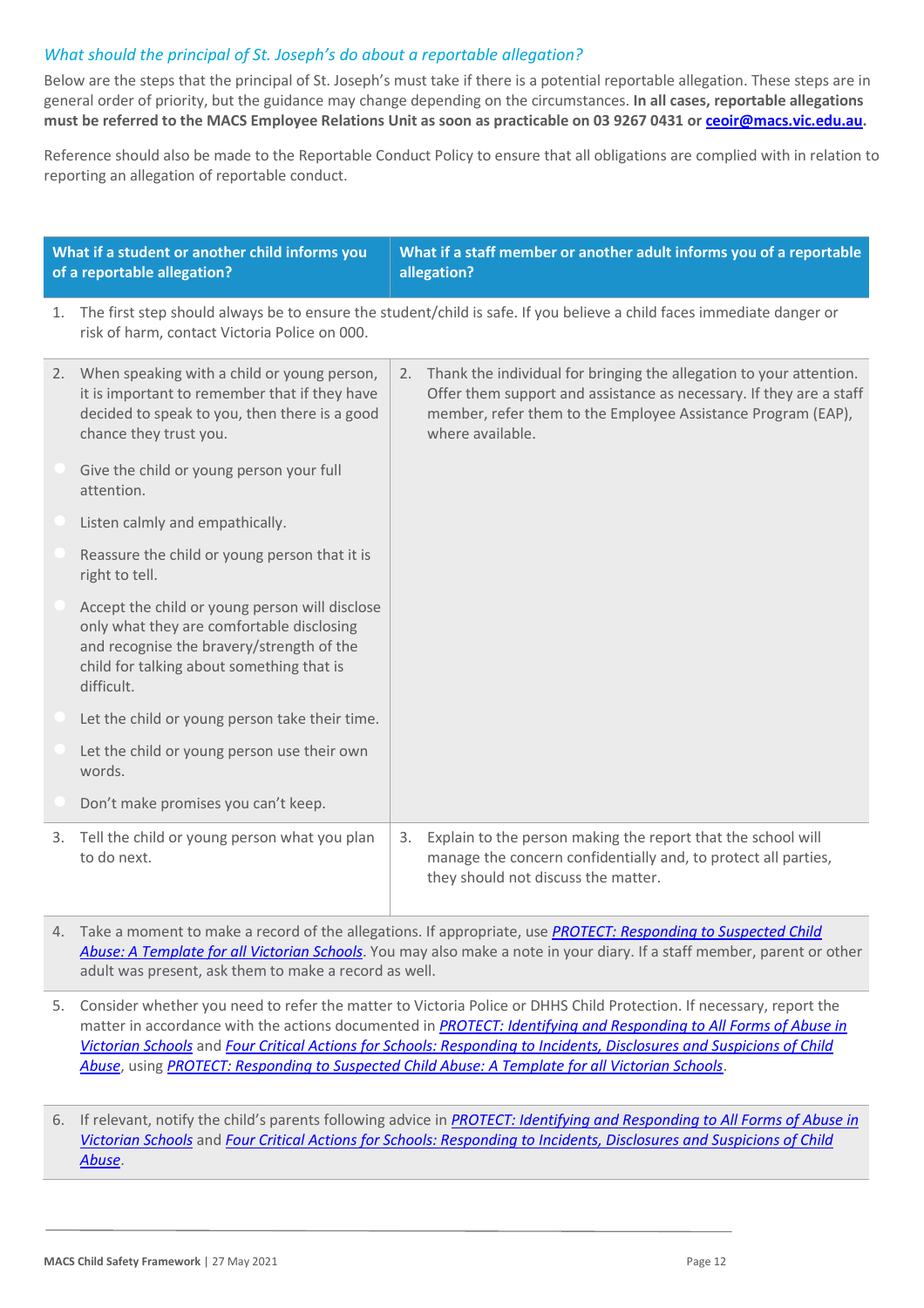### *What should the principal of St. Joseph's do about a reportable allegation?*

Below are the steps that the principal of St. Joseph's must take if there is a potential reportable allegation. These steps are in general order of priority, but the guidance may change depending on the circumstances. **In all cases, reportable allegations must be referred to the MACS Employee Relations Unit as soon as practicable on 03 9267 0431 or [ceoir@macs.vic.edu.au](mailto:ceoir@macs.vic.edu.au).**

Reference should also be made to the Reportable Conduct Policy to ensure that all obligations are complied with in relation to reporting an allegation of reportable conduct.

| What if a student or another child informs you of a reportable allegation? | What if a staff member or another adult informs you of a reportable allegation? |
|---|---|
| 1. The first step should always be to ensure the student/child is safe. If you believe a child faces immediate danger or risk of harm, contact Victoria Police on 000. | |
| 2. When speaking with a child or young person, it is important to remember that if they have decided to speak to you, then there is a good chance they trust you.<br>• Give the child or young person your full attention.<br>• Listen calmly and empathically.<br>• Reassure the child or young person that it is right to tell.<br>• Accept the child or young person will disclose only what they are comfortable disclosing and recognise the bravery/strength of the child for talking about something that is difficult.<br>• Let the child or young person take their time.<br>• Let the child or young person use their own words.<br>• Don't make promises you can't keep. | 2. Thank the individual for bringing the allegation to your attention. Offer them support and assistance as necessary. If they are a staff member, refer them to the Employee Assistance Program (EAP), where available. |
| 3. Tell the child or young person what you plan to do next. | 3. Explain to the person making the report that the school will manage the concern confidentially and, to protect all parties, they should not discuss the matter. |
| 4. Take a moment to make a record of the allegations. If appropriate, use *PROTECT: Responding to Suspected Child Abuse: A Template for all Victorian Schools*. You may also make a note in your diary. If a staff member, parent or other adult was present, ask them to make a record as well. | |
| 5. Consider whether you need to refer the matter to Victoria Police or DHHS Child Protection. If necessary, report the matter in accordance with the actions documented in *PROTECT: Identifying and Responding to All Forms of Abuse in Victorian Schools* and *Four Critical Actions for Schools: Responding to Incidents, Disclosures and Suspicions of Child Abuse*, using *PROTECT: Responding to Suspected Child Abuse: A Template for all Victorian Schools*. | |
| 6. If relevant, notify the child's parents following advice in *PROTECT: Identifying and Responding to All Forms of Abuse in Victorian Schools* and *Four Critical Actions for Schools: Responding to Incidents, Disclosures and Suspicions of Child Abuse*. | |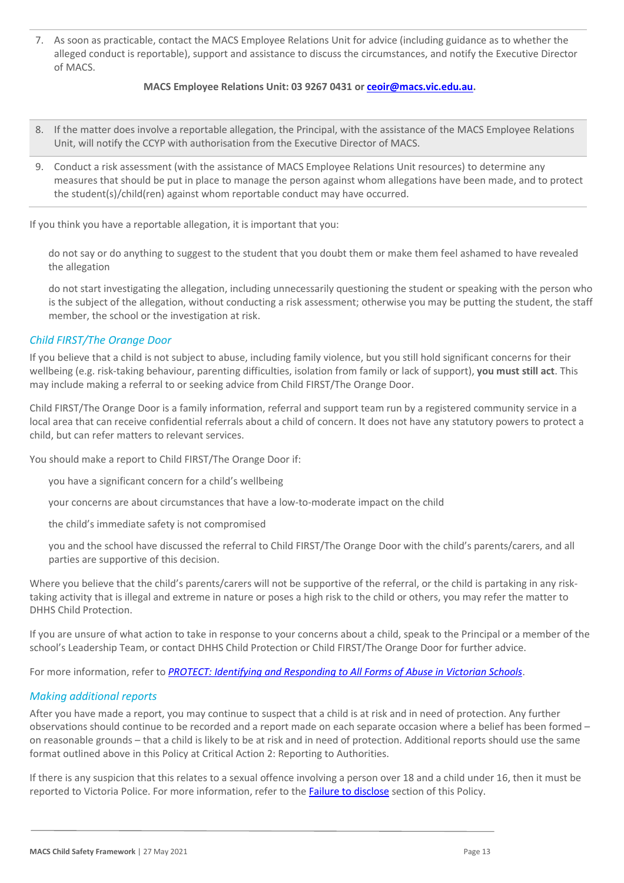7. As soon as practicable, contact the MACS Employee Relations Unit for advice (including guidance as to whether the alleged conduct is reportable), support and assistance to discuss the circumstances, and notify the Executive Director of MACS.

   **MACS Employee Relations Unit: 03 9267 0431 or [ceoir@macs.vic.edu.au](mailto:ceoir@macs.vic.edu.au).**

8. If the matter does involve a reportable allegation, the Principal, with the assistance of the MACS Employee Relations Unit, will notify the CCYP with authorisation from the Executive Director of MACS.

9. Conduct a risk assessment (with the assistance of MACS Employee Relations Unit resources) to determine any measures that should be put in place to manage the person against whom allegations have been made, and to protect the student(s)/child(ren) against whom reportable conduct may have occurred.

If you think you have a reportable allegation, it is important that you:

- do not say or do anything to suggest to the student that you doubt them or make them feel ashamed to have revealed the allegation
- do not start investigating the allegation, including unnecessarily questioning the student or speaking with the person who is the subject of the allegation, without conducting a risk assessment; otherwise you may be putting the student, the staff member, the school or the investigation at risk.

### *Child FIRST/The Orange Door*

If you believe that a child is not subject to abuse, including family violence, but you still hold significant concerns for their wellbeing (e.g. risk-taking behaviour, parenting difficulties, isolation from family or lack of support), **you must still act**. This may include making a referral to or seeking advice from Child FIRST/The Orange Door.

Child FIRST/The Orange Door is a family information, referral and support team run by a registered community service in a local area that can receive confidential referrals about a child of concern. It does not have any statutory powers to protect a child, but can refer matters to relevant services.

You should make a report to Child FIRST/The Orange Door if:

- you have a significant concern for a child's wellbeing
- your concerns are about circumstances that have a low-to-moderate impact on the child
- the child's immediate safety is not compromised
- you and the school have discussed the referral to Child FIRST/The Orange Door with the child's parents/carers, and all parties are supportive of this decision.

Where you believe that the child's parents/carers will not be supportive of the referral, or the child is partaking in any risk-taking activity that is illegal and extreme in nature or poses a high risk to the child or others, you may refer the matter to DHHS Child Protection.

If you are unsure of what action to take in response to your concerns about a child, speak to the Principal or a member of the school's Leadership Team, or contact DHHS Child Protection or Child FIRST/The Orange Door for further advice.

For more information, refer to ***PROTECT: Identifying and Responding to All Forms of Abuse in Victorian Schools***.

### *Making additional reports*

After you have made a report, you may continue to suspect that a child is at risk and in need of protection. Any further observations should continue to be recorded and a report made on each separate occasion where a belief has been formed – on reasonable grounds – that a child is likely to be at risk and in need of protection. Additional reports should use the same format outlined above in this Policy at Critical Action 2: Reporting to Authorities.

If there is any suspicion that this relates to a sexual offence involving a person over 18 and a child under 16, then it must be reported to Victoria Police. For more information, refer to the Failure to disclose section of this Policy.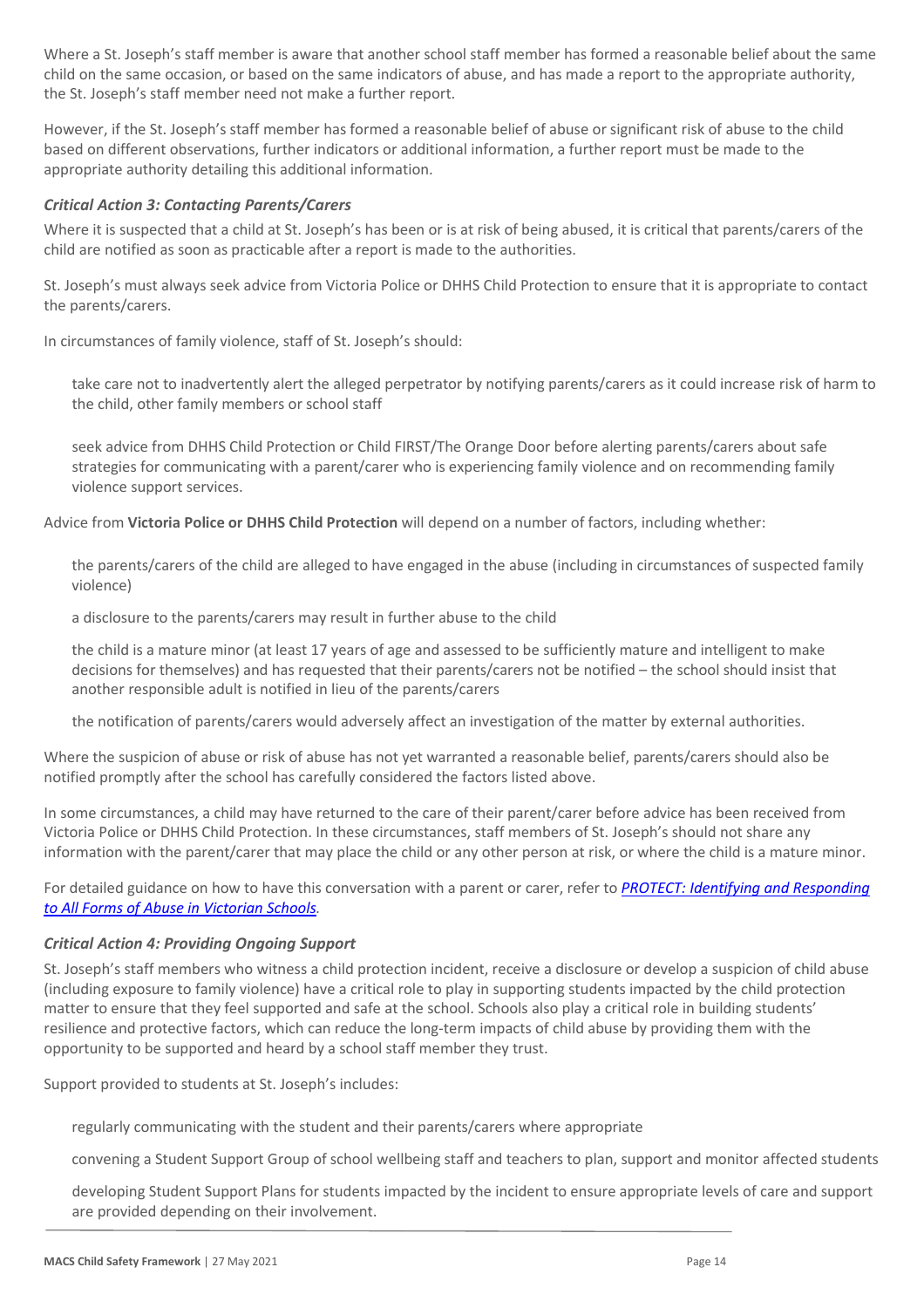Where a St. Joseph's staff member is aware that another school staff member has formed a reasonable belief about the same child on the same occasion, or based on the same indicators of abuse, and has made a report to the appropriate authority, the St. Joseph's staff member need not make a further report.

However, if the St. Joseph's staff member has formed a reasonable belief of abuse or significant risk of abuse to the child based on different observations, further indicators or additional information, a further report must be made to the appropriate authority detailing this additional information.

### *Critical Action 3: Contacting Parents/Carers*

Where it is suspected that a child at St. Joseph's has been or is at risk of being abused, it is critical that parents/carers of the child are notified as soon as practicable after a report is made to the authorities.

St. Joseph's must always seek advice from Victoria Police or DHHS Child Protection to ensure that it is appropriate to contact the parents/carers.

In circumstances of family violence, staff of St. Joseph's should:

- take care not to inadvertently alert the alleged perpetrator by notifying parents/carers as it could increase risk of harm to the child, other family members or school staff
- seek advice from DHHS Child Protection or Child FIRST/The Orange Door before alerting parents/carers about safe strategies for communicating with a parent/carer who is experiencing family violence and on recommending family violence support services.

Advice from **Victoria Police or DHHS Child Protection** will depend on a number of factors, including whether:

- the parents/carers of the child are alleged to have engaged in the abuse (including in circumstances of suspected family violence)
- a disclosure to the parents/carers may result in further abuse to the child
- the child is a mature minor (at least 17 years of age and assessed to be sufficiently mature and intelligent to make decisions for themselves) and has requested that their parents/carers not be notified – the school should insist that another responsible adult is notified in lieu of the parents/carers
- the notification of parents/carers would adversely affect an investigation of the matter by external authorities.

Where the suspicion of abuse or risk of abuse has not yet warranted a reasonable belief, parents/carers should also be notified promptly after the school has carefully considered the factors listed above.

In some circumstances, a child may have returned to the care of their parent/carer before advice has been received from Victoria Police or DHHS Child Protection. In these circumstances, staff members of St. Joseph's should not share any information with the parent/carer that may place the child or any other person at risk, or where the child is a mature minor.

For detailed guidance on how to have this conversation with a parent or carer, refer to *PROTECT: Identifying and Responding to All Forms of Abuse in Victorian Schools*.

### *Critical Action 4: Providing Ongoing Support*

St. Joseph's staff members who witness a child protection incident, receive a disclosure or develop a suspicion of child abuse (including exposure to family violence) have a critical role to play in supporting students impacted by the child protection matter to ensure that they feel supported and safe at the school. Schools also play a critical role in building students' resilience and protective factors, which can reduce the long-term impacts of child abuse by providing them with the opportunity to be supported and heard by a school staff member they trust.

Support provided to students at St. Joseph's includes:

- regularly communicating with the student and their parents/carers where appropriate
- convening a Student Support Group of school wellbeing staff and teachers to plan, support and monitor affected students
- developing Student Support Plans for students impacted by the incident to ensure appropriate levels of care and support are provided depending on their involvement.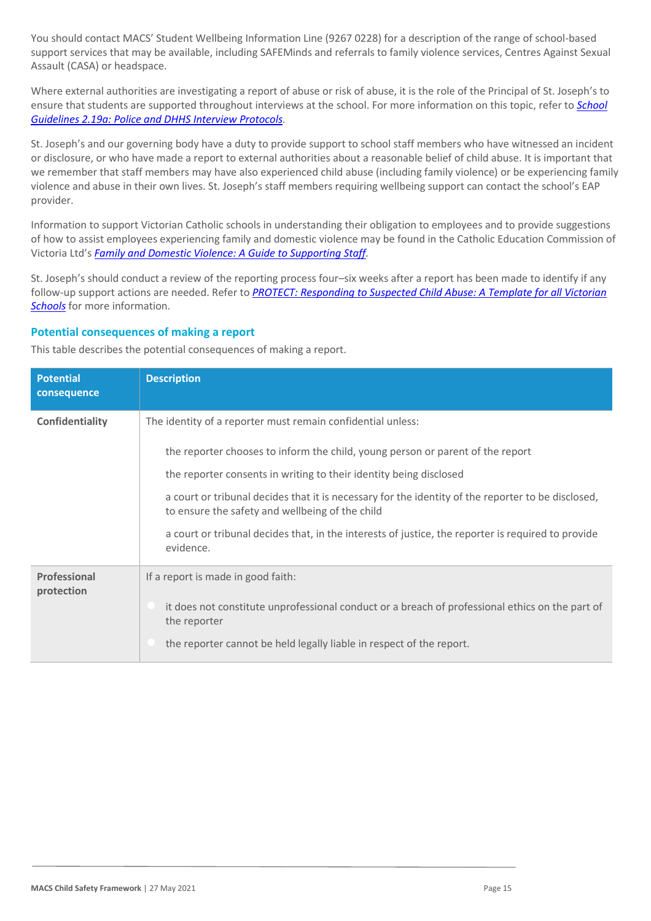You should contact MACS' Student Wellbeing Information Line (9267 0228) for a description of the range of school-based support services that may be available, including SAFEMinds and referrals to family violence services, Centres Against Sexual Assault (CASA) or headspace.

Where external authorities are investigating a report of abuse or risk of abuse, it is the role of the Principal of St. Joseph's to ensure that students are supported throughout interviews at the school. For more information on this topic, refer to *School Guidelines 2.19a: Police and DHHS Interview Protocols*.

St. Joseph's and our governing body have a duty to provide support to school staff members who have witnessed an incident or disclosure, or who have made a report to external authorities about a reasonable belief of child abuse. It is important that we remember that staff members may have also experienced child abuse (including family violence) or be experiencing family violence and abuse in their own lives. St. Joseph's staff members requiring wellbeing support can contact the school's EAP provider.

Information to support Victorian Catholic schools in understanding their obligation to employees and to provide suggestions of how to assist employees experiencing family and domestic violence may be found in the Catholic Education Commission of Victoria Ltd's *Family and Domestic Violence: A Guide to Supporting Staff*.

St. Joseph's should conduct a review of the reporting process four–six weeks after a report has been made to identify if any follow-up support actions are needed. Refer to *PROTECT: Responding to Suspected Child Abuse: A Template for all Victorian Schools* for more information.

### Potential consequences of making a report

This table describes the potential consequences of making a report.

| Potential consequence | Description |
|---|---|
| **Confidentiality** | The identity of a reporter must remain confidential unless:<br>- the reporter chooses to inform the child, young person or parent of the report<br>- the reporter consents in writing to their identity being disclosed<br>- a court or tribunal decides that it is necessary for the identity of the reporter to be disclosed, to ensure the safety and wellbeing of the child<br>- a court or tribunal decides that, in the interests of justice, the reporter is required to provide evidence. |
| **Professional protection** | If a report is made in good faith:<br>- it does not constitute unprofessional conduct or a breach of professional ethics on the part of the reporter<br>- the reporter cannot be held legally liable in respect of the report. |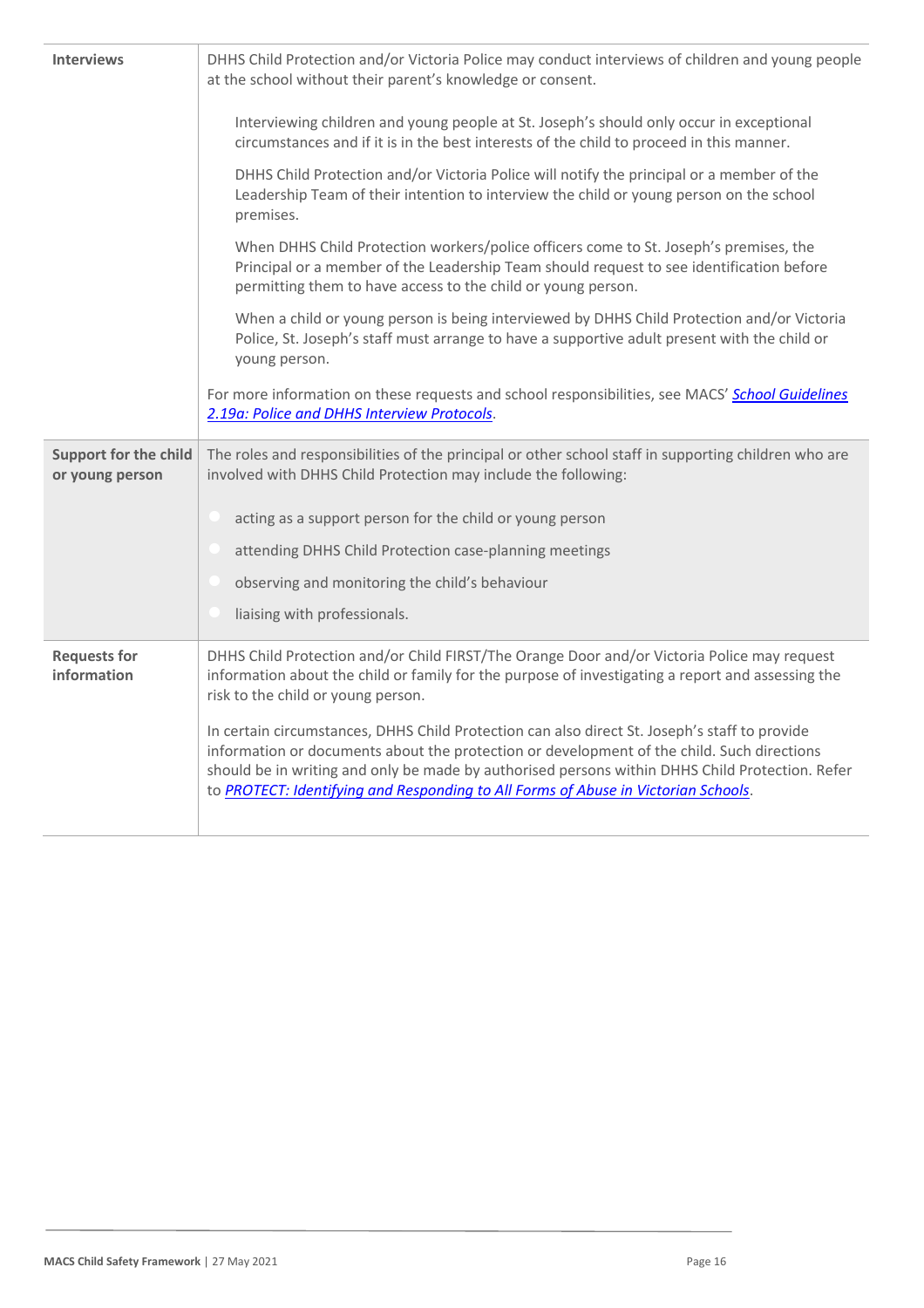| | |
|---|---|
| **Interviews** | DHHS Child Protection and/or Victoria Police may conduct interviews of children and young people at the school without their parent's knowledge or consent.<br><br>Interviewing children and young people at St. Joseph's should only occur in exceptional circumstances and if it is in the best interests of the child to proceed in this manner.<br><br>DHHS Child Protection and/or Victoria Police will notify the principal or a member of the Leadership Team of their intention to interview the child or young person on the school premises.<br><br>When DHHS Child Protection workers/police officers come to St. Joseph's premises, the Principal or a member of the Leadership Team should request to see identification before permitting them to have access to the child or young person.<br><br>When a child or young person is being interviewed by DHHS Child Protection and/or Victoria Police, St. Joseph's staff must arrange to have a supportive adult present with the child or young person.<br><br>For more information on these requests and school responsibilities, see MACS' *School Guidelines 2.19a: Police and DHHS Interview Protocols*. |
| **Support for the child or young person** | The roles and responsibilities of the principal or other school staff in supporting children who are involved with DHHS Child Protection may include the following:<br><br>- acting as a support person for the child or young person<br>- attending DHHS Child Protection case-planning meetings<br>- observing and monitoring the child's behaviour<br>- liaising with professionals. |
| **Requests for information** | DHHS Child Protection and/or Child FIRST/The Orange Door and/or Victoria Police may request information about the child or family for the purpose of investigating a report and assessing the risk to the child or young person.<br><br>In certain circumstances, DHHS Child Protection can also direct St. Joseph's staff to provide information or documents about the protection or development of the child. Such directions should be in writing and only be made by authorised persons within DHHS Child Protection. Refer to *PROTECT: Identifying and Responding to All Forms of Abuse in Victorian Schools*. |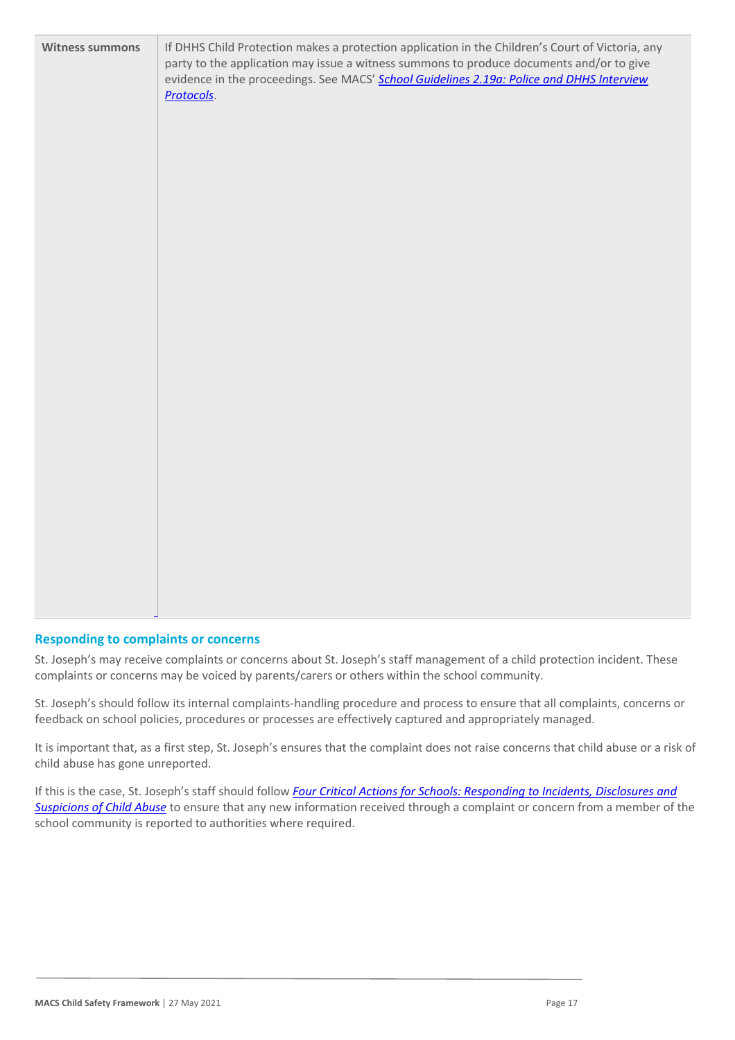| | |
|---|---|
| **Witness summons** | If DHHS Child Protection makes a protection application in the Children's Court of Victoria, any party to the application may issue a witness summons to produce documents and/or to give evidence in the proceedings. See MACS' ***School Guidelines 2.19a: Police and DHHS Interview Protocols***. |

## Responding to complaints or concerns

St. Joseph's may receive complaints or concerns about St. Joseph's staff management of a child protection incident. These complaints or concerns may be voiced by parents/carers or others within the school community.

St. Joseph's should follow its internal complaints-handling procedure and process to ensure that all complaints, concerns or feedback on school policies, procedures or processes are effectively captured and appropriately managed.

It is important that, as a first step, St. Joseph's ensures that the complaint does not raise concerns that child abuse or a risk of child abuse has gone unreported.

If this is the case, St. Joseph's staff should follow ***Four Critical Actions for Schools: Responding to Incidents, Disclosures and Suspicions of Child Abuse*** to ensure that any new information received through a complaint or concern from a member of the school community is reported to authorities where required.